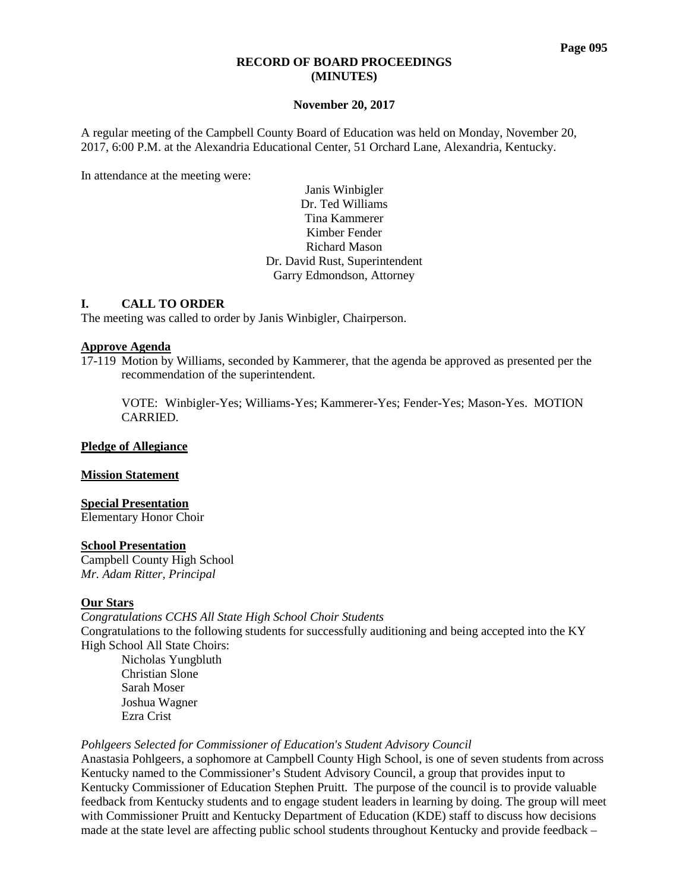# RECORD OF BOARD PROCEEDINGS
# (MINUTES)

**November 20, 2017**

A regular meeting of the Campbell County Board of Education was held on Monday, November 20, 2017, 6:00 P.M. at the Alexandria Educational Center, 51 Orchard Lane, Alexandria, Kentucky.

In attendance at the meeting were:

Janis Winbigler
Dr. Ted Williams
Tina Kammerer
Kimber Fender
Richard Mason
Dr. David Rust, Superintendent
Garry Edmondson, Attorney

## I. CALL TO ORDER

The meeting was called to order by Janis Winbigler, Chairperson.

**Approve Agenda**

17-119 Motion by Williams, seconded by Kammerer, that the agenda be approved as presented per the recommendation of the superintendent.

VOTE: Winbigler-Yes; Williams-Yes; Kammerer-Yes; Fender-Yes; Mason-Yes. MOTION CARRIED.

**Pledge of Allegiance**

**Mission Statement**

**Special Presentation**

Elementary Honor Choir

**School Presentation**

Campbell County High School
*Mr. Adam Ritter, Principal*

**Our Stars**

*Congratulations CCHS All State High School Choir Students*

Congratulations to the following students for successfully auditioning and being accepted into the KY High School All State Choirs:

Nicholas Yungbluth
Christian Slone
Sarah Moser
Joshua Wagner
Ezra Crist

*Pohlgeers Selected for Commissioner of Education's Student Advisory Council*

Anastasia Pohlgeers, a sophomore at Campbell County High School, is one of seven students from across Kentucky named to the Commissioner's Student Advisory Council, a group that provides input to Kentucky Commissioner of Education Stephen Pruitt. The purpose of the council is to provide valuable feedback from Kentucky students and to engage student leaders in learning by doing. The group will meet with Commissioner Pruitt and Kentucky Department of Education (KDE) staff to discuss how decisions made at the state level are affecting public school students throughout Kentucky and provide feedback –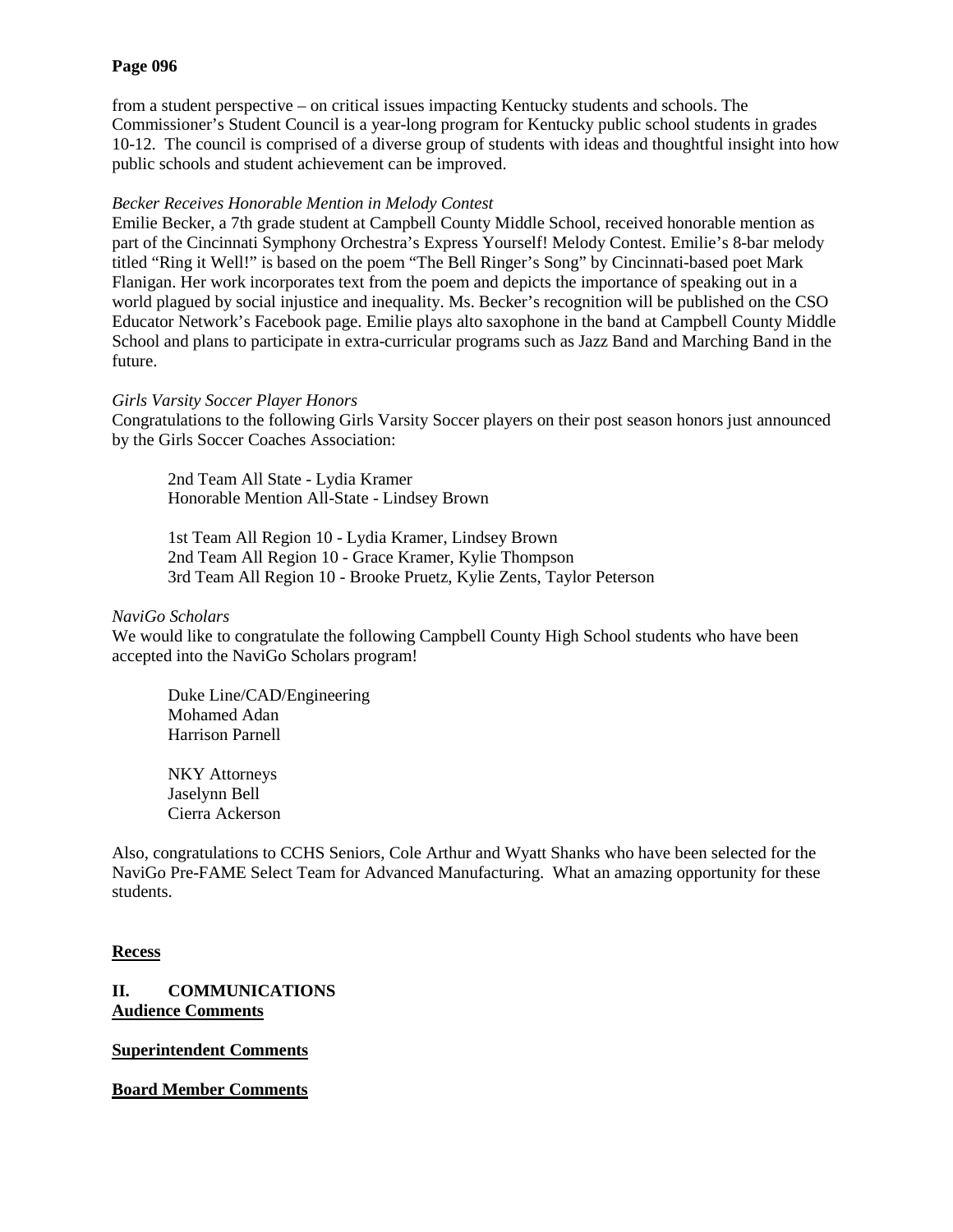from a student perspective – on critical issues impacting Kentucky students and schools. The Commissioner's Student Council is a year-long program for Kentucky public school students in grades 10-12. The council is comprised of a diverse group of students with ideas and thoughtful insight into how public schools and student achievement can be improved.

*Becker Receives Honorable Mention in Melody Contest*

Emilie Becker, a 7th grade student at Campbell County Middle School, received honorable mention as part of the Cincinnati Symphony Orchestra's Express Yourself! Melody Contest. Emilie's 8-bar melody titled "Ring it Well!" is based on the poem "The Bell Ringer's Song" by Cincinnati-based poet Mark Flanigan. Her work incorporates text from the poem and depicts the importance of speaking out in a world plagued by social injustice and inequality. Ms. Becker's recognition will be published on the CSO Educator Network's Facebook page. Emilie plays alto saxophone in the band at Campbell County Middle School and plans to participate in extra-curricular programs such as Jazz Band and Marching Band in the future.

*Girls Varsity Soccer Player Honors*

Congratulations to the following Girls Varsity Soccer players on their post season honors just announced by the Girls Soccer Coaches Association:

2nd Team All State - Lydia Kramer
Honorable Mention All-State - Lindsey Brown

1st Team All Region 10 - Lydia Kramer, Lindsey Brown
2nd Team All Region 10 - Grace Kramer, Kylie Thompson
3rd Team All Region 10 - Brooke Pruetz, Kylie Zents, Taylor Peterson

*NaviGo Scholars*

We would like to congratulate the following Campbell County High School students who have been accepted into the NaviGo Scholars program!

Duke Line/CAD/Engineering
Mohamed Adan
Harrison Parnell

NKY Attorneys
Jaselynn Bell
Cierra Ackerson

Also, congratulations to CCHS Seniors, Cole Arthur and Wyatt Shanks who have been selected for the NaviGo Pre-FAME Select Team for Advanced Manufacturing. What an amazing opportunity for these students.

**Recess**

## II. COMMUNICATIONS

**Audience Comments**

**Superintendent Comments**

**Board Member Comments**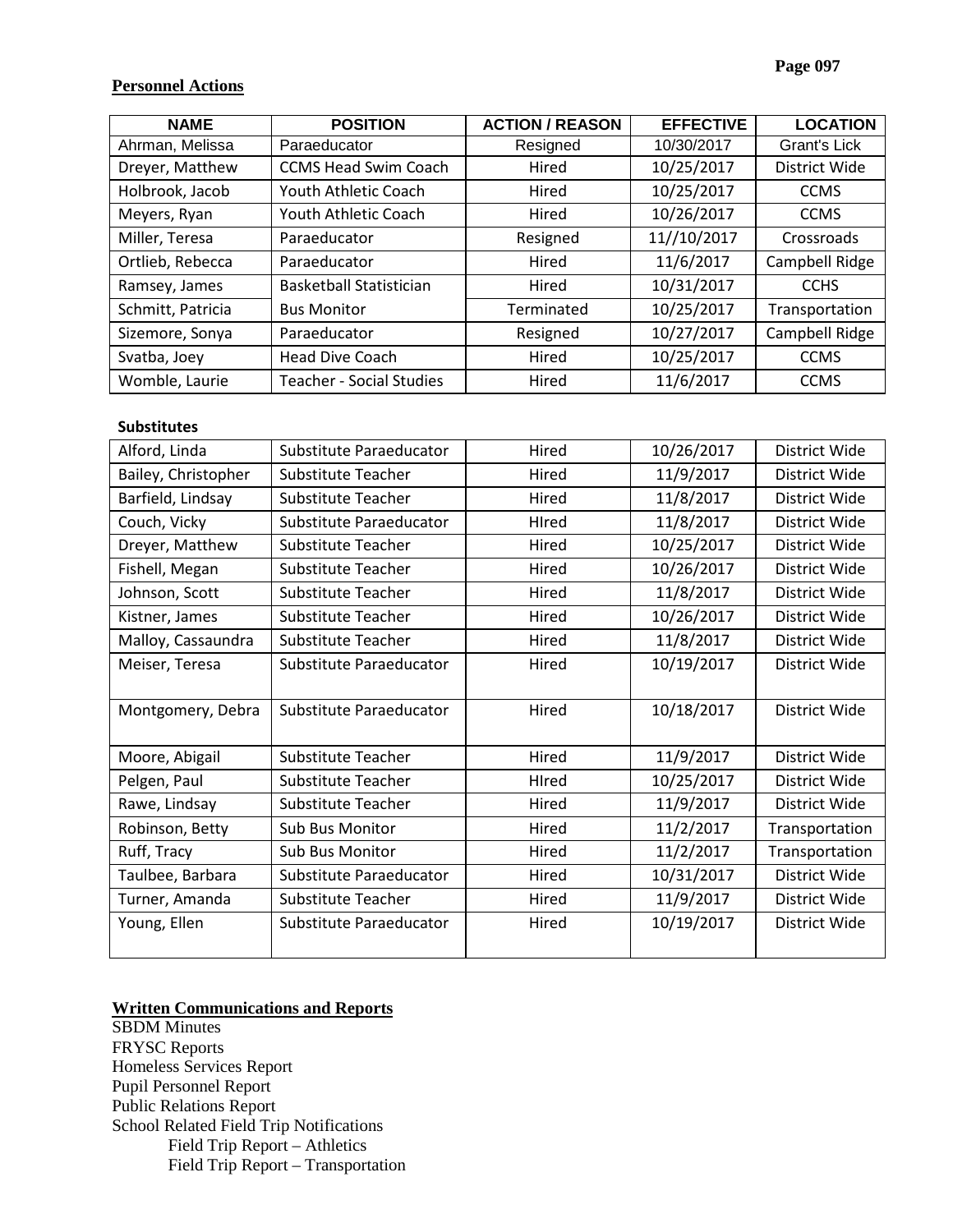## Personnel Actions

| NAME | POSITION | ACTION / REASON | EFFECTIVE | LOCATION |
|---|---|---|---|---|
| Ahrman, Melissa | Paraeducator | Resigned | 10/30/2017 | Grant's Lick |
| Dreyer, Matthew | CCMS Head Swim Coach | Hired | 10/25/2017 | District Wide |
| Holbrook, Jacob | Youth Athletic Coach | Hired | 10/25/2017 | CCMS |
| Meyers, Ryan | Youth Athletic Coach | Hired | 10/26/2017 | CCMS |
| Miller, Teresa | Paraeducator | Resigned | 11//10/2017 | Crossroads |
| Ortlieb, Rebecca | Paraeducator | Hired | 11/6/2017 | Campbell Ridge |
| Ramsey, James | Basketball Statistician | Hired | 10/31/2017 | CCHS |
| Schmitt, Patricia | Bus Monitor | Terminated | 10/25/2017 | Transportation |
| Sizemore, Sonya | Paraeducator | Resigned | 10/27/2017 | Campbell Ridge |
| Svatba, Joey | Head Dive Coach | Hired | 10/25/2017 | CCMS |
| Womble, Laurie | Teacher - Social Studies | Hired | 11/6/2017 | CCMS |

**Substitutes**

| NAME | POSITION | ACTION / REASON | EFFECTIVE | LOCATION |
|---|---|---|---|---|
| Alford, Linda | Substitute Paraeducator | Hired | 10/26/2017 | District Wide |
| Bailey, Christopher | Substitute Teacher | Hired | 11/9/2017 | District Wide |
| Barfield, Lindsay | Substitute Teacher | Hired | 11/8/2017 | District Wide |
| Couch, Vicky | Substitute Paraeducator | HIred | 11/8/2017 | District Wide |
| Dreyer, Matthew | Substitute Teacher | Hired | 10/25/2017 | District Wide |
| Fishell, Megan | Substitute Teacher | Hired | 10/26/2017 | District Wide |
| Johnson, Scott | Substitute Teacher | Hired | 11/8/2017 | District Wide |
| Kistner, James | Substitute Teacher | Hired | 10/26/2017 | District Wide |
| Malloy, Cassaundra | Substitute Teacher | Hired | 11/8/2017 | District Wide |
| Meiser, Teresa | Substitute Paraeducator | Hired | 10/19/2017 | District Wide |
| Montgomery, Debra | Substitute Paraeducator | Hired | 10/18/2017 | District Wide |
| Moore, Abigail | Substitute Teacher | Hired | 11/9/2017 | District Wide |
| Pelgen, Paul | Substitute Teacher | HIred | 10/25/2017 | District Wide |
| Rawe, Lindsay | Substitute Teacher | Hired | 11/9/2017 | District Wide |
| Robinson, Betty | Sub Bus Monitor | Hired | 11/2/2017 | Transportation |
| Ruff, Tracy | Sub Bus Monitor | Hired | 11/2/2017 | Transportation |
| Taulbee, Barbara | Substitute Paraeducator | Hired | 10/31/2017 | District Wide |
| Turner, Amanda | Substitute Teacher | Hired | 11/9/2017 | District Wide |
| Young, Ellen | Substitute Paraeducator | Hired | 10/19/2017 | District Wide |

## Written Communications and Reports

SBDM Minutes
FRYSC Reports
Homeless Services Report
Pupil Personnel Report
Public Relations Report
School Related Field Trip Notifications
- Field Trip Report – Athletics
- Field Trip Report – Transportation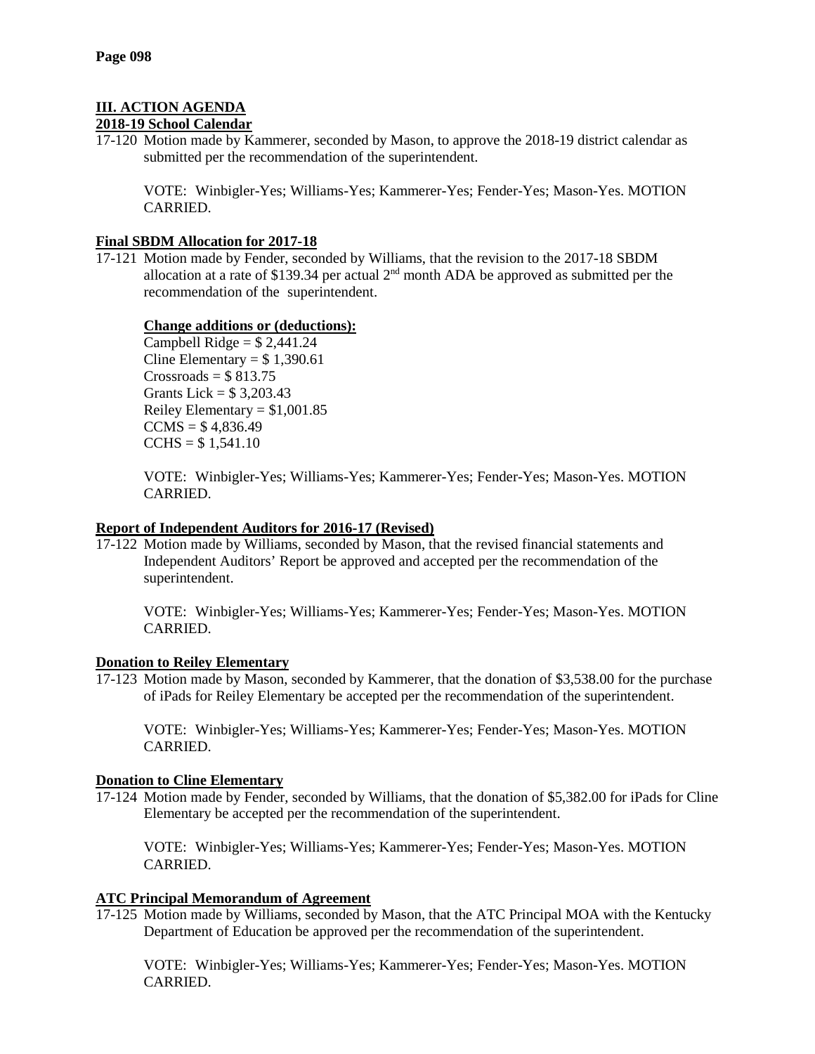## III. ACTION AGENDA

### 2018-19 School Calendar

17-120 Motion made by Kammerer, seconded by Mason, to approve the 2018-19 district calendar as submitted per the recommendation of the superintendent.

VOTE: Winbigler-Yes; Williams-Yes; Kammerer-Yes; Fender-Yes; Mason-Yes. MOTION CARRIED.

### Final SBDM Allocation for 2017-18

17-121 Motion made by Fender, seconded by Williams, that the revision to the 2017-18 SBDM allocation at a rate of $139.34 per actual 2nd month ADA be approved as submitted per the recommendation of the superintendent.

**Change additions or (deductions):**

Campbell Ridge = $ 2,441.24
Cline Elementary = $ 1,390.61
Crossroads = $ 813.75
Grants Lick = $ 3,203.43
Reiley Elementary = $1,001.85
CCMS = $ 4,836.49
CCHS = $ 1,541.10

VOTE: Winbigler-Yes; Williams-Yes; Kammerer-Yes; Fender-Yes; Mason-Yes. MOTION CARRIED.

### Report of Independent Auditors for 2016-17 (Revised)

17-122 Motion made by Williams, seconded by Mason, that the revised financial statements and Independent Auditors' Report be approved and accepted per the recommendation of the superintendent.

VOTE: Winbigler-Yes; Williams-Yes; Kammerer-Yes; Fender-Yes; Mason-Yes. MOTION CARRIED.

### Donation to Reiley Elementary

17-123 Motion made by Mason, seconded by Kammerer, that the donation of $3,538.00 for the purchase of iPads for Reiley Elementary be accepted per the recommendation of the superintendent.

VOTE: Winbigler-Yes; Williams-Yes; Kammerer-Yes; Fender-Yes; Mason-Yes. MOTION CARRIED.

### Donation to Cline Elementary

17-124 Motion made by Fender, seconded by Williams, that the donation of $5,382.00 for iPads for Cline Elementary be accepted per the recommendation of the superintendent.

VOTE: Winbigler-Yes; Williams-Yes; Kammerer-Yes; Fender-Yes; Mason-Yes. MOTION CARRIED.

### ATC Principal Memorandum of Agreement

17-125 Motion made by Williams, seconded by Mason, that the ATC Principal MOA with the Kentucky Department of Education be approved per the recommendation of the superintendent.

VOTE: Winbigler-Yes; Williams-Yes; Kammerer-Yes; Fender-Yes; Mason-Yes. MOTION CARRIED.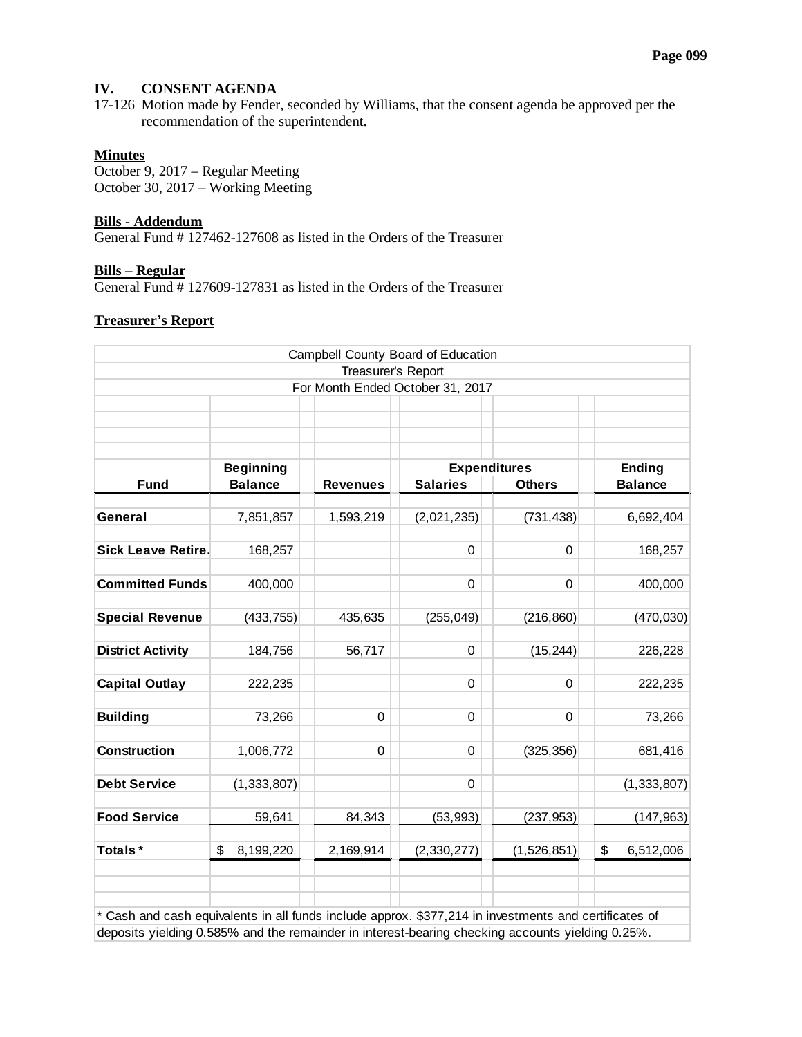## IV. CONSENT AGENDA

17-126 Motion made by Fender, seconded by Williams, that the consent agenda be approved per the recommendation of the superintendent.

**Minutes**

October 9, 2017 – Regular Meeting
October 30, 2017 – Working Meeting

**Bills - Addendum**

General Fund # 127462-127608 as listed in the Orders of the Treasurer

**Bills – Regular**

General Fund # 127609-127831 as listed in the Orders of the Treasurer

**Treasurer's Report**

Campbell County Board of Education
Treasurer's Report
For Month Ended October 31, 2017

| Fund | Beginning Balance | Revenues | Expenditures Salaries | Expenditures Others | Ending Balance |
|---|---|---|---|---|---|
| **General** | 7,851,857 | 1,593,219 | (2,021,235) | (731,438) | 6,692,404 |
| **Sick Leave Retire.** | 168,257 | | 0 | 0 | 168,257 |
| **Committed Funds** | 400,000 | | 0 | 0 | 400,000 |
| **Special Revenue** | (433,755) | 435,635 | (255,049) | (216,860) | (470,030) |
| **District Activity** | 184,756 | 56,717 | 0 | (15,244) | 226,228 |
| **Capital Outlay** | 222,235 | | 0 | 0 | 222,235 |
| **Building** | 73,266 | 0 | 0 | 0 | 73,266 |
| **Construction** | 1,006,772 | 0 | 0 | (325,356) | 681,416 |
| **Debt Service** | (1,333,807) | | 0 | | (1,333,807) |
| **Food Service** | 59,641 | 84,343 | (53,993) | (237,953) | (147,963) |
| **Totals*** | $ 8,199,220 | 2,169,914 | (2,330,277) | (1,526,851) | $ 6,512,006 |

* Cash and cash equivalents in all funds include approx. $377,214 in investments and certificates of deposits yielding 0.585% and the remainder in interest-bearing checking accounts yielding 0.25%.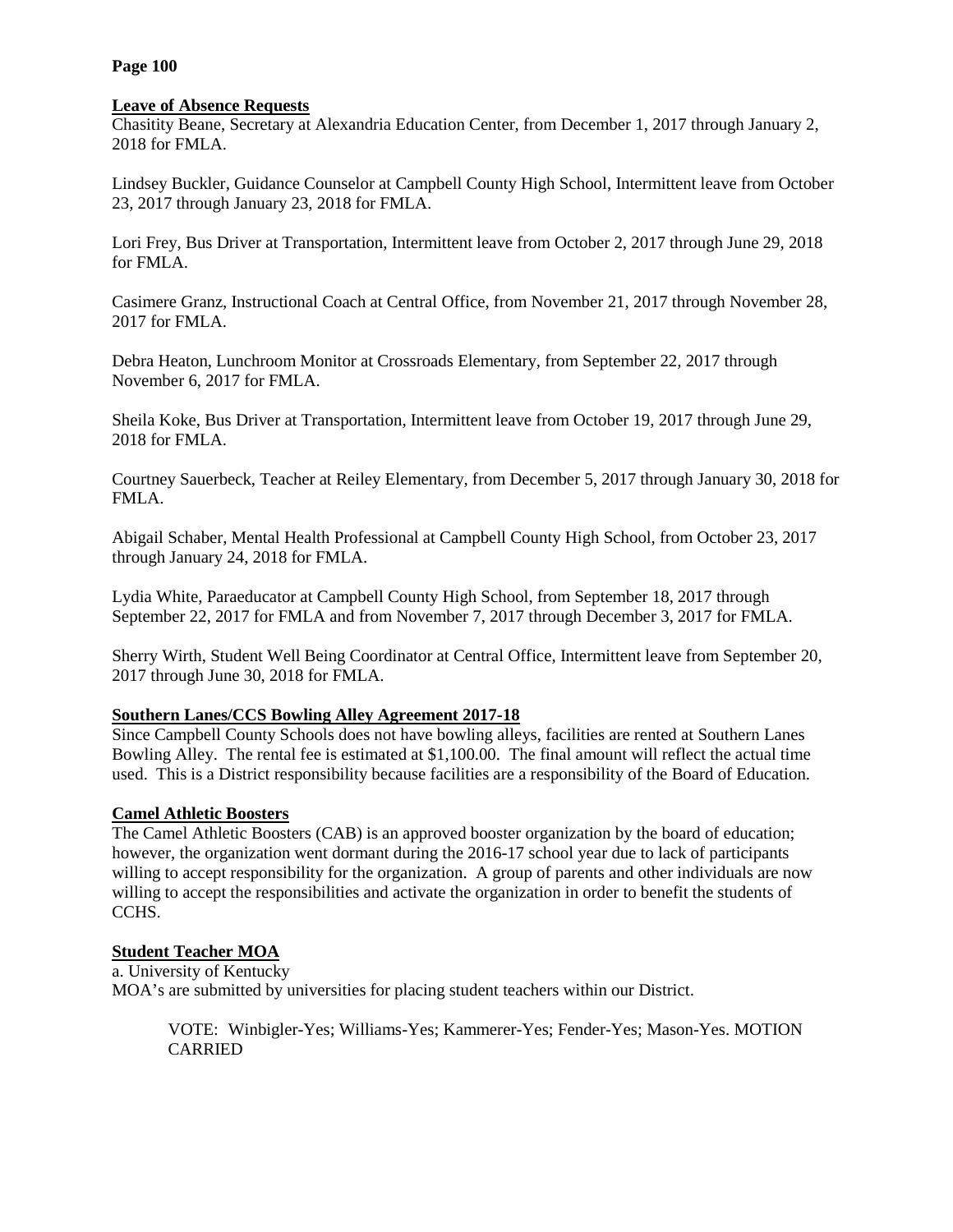**Leave of Absence Requests**

Chasitity Beane, Secretary at Alexandria Education Center, from December 1, 2017 through January 2, 2018 for FMLA.

Lindsey Buckler, Guidance Counselor at Campbell County High School, Intermittent leave from October 23, 2017 through January 23, 2018 for FMLA.

Lori Frey, Bus Driver at Transportation, Intermittent leave from October 2, 2017 through June 29, 2018 for FMLA.

Casimere Granz, Instructional Coach at Central Office, from November 21, 2017 through November 28, 2017 for FMLA.

Debra Heaton, Lunchroom Monitor at Crossroads Elementary, from September 22, 2017 through November 6, 2017 for FMLA.

Sheila Koke, Bus Driver at Transportation, Intermittent leave from October 19, 2017 through June 29, 2018 for FMLA.

Courtney Sauerbeck, Teacher at Reiley Elementary, from December 5, 2017 through January 30, 2018 for FMLA.

Abigail Schaber, Mental Health Professional at Campbell County High School, from October 23, 2017 through January 24, 2018 for FMLA.

Lydia White, Paraeducator at Campbell County High School, from September 18, 2017 through September 22, 2017 for FMLA and from November 7, 2017 through December 3, 2017 for FMLA.

Sherry Wirth, Student Well Being Coordinator at Central Office, Intermittent leave from September 20, 2017 through June 30, 2018 for FMLA.

**Southern Lanes/CCS Bowling Alley Agreement 2017-18**

Since Campbell County Schools does not have bowling alleys, facilities are rented at Southern Lanes Bowling Alley. The rental fee is estimated at $1,100.00. The final amount will reflect the actual time used. This is a District responsibility because facilities are a responsibility of the Board of Education.

**Camel Athletic Boosters**

The Camel Athletic Boosters (CAB) is an approved booster organization by the board of education; however, the organization went dormant during the 2016-17 school year due to lack of participants willing to accept responsibility for the organization. A group of parents and other individuals are now willing to accept the responsibilities and activate the organization in order to benefit the students of CCHS.

**Student Teacher MOA**

a. University of Kentucky

MOA's are submitted by universities for placing student teachers within our District.

> VOTE: Winbigler-Yes; Williams-Yes; Kammerer-Yes; Fender-Yes; Mason-Yes. MOTION CARRIED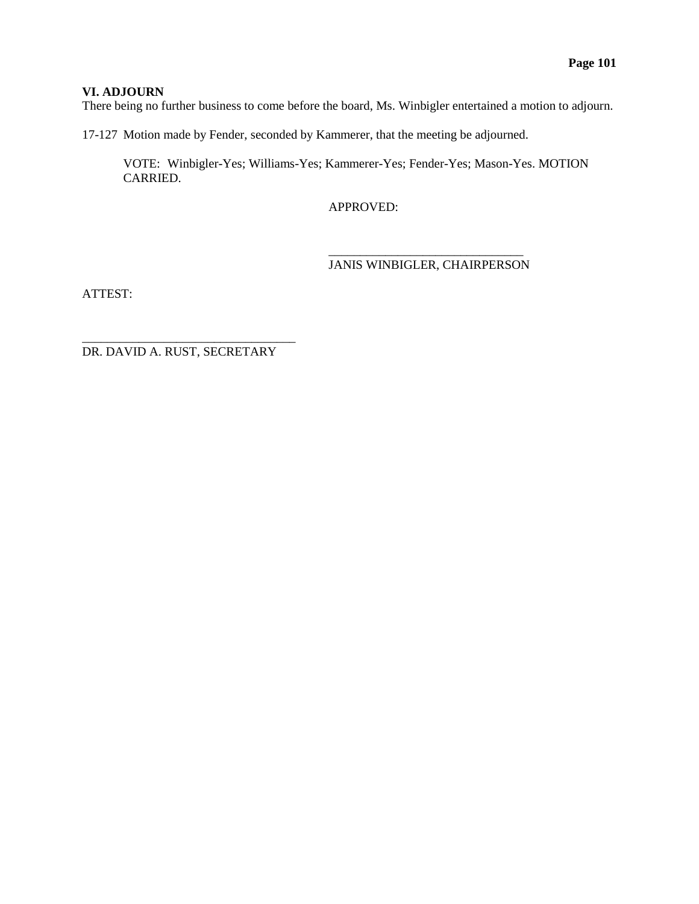**VI. ADJOURN**
There being no further business to come before the board, Ms. Winbigler entertained a motion to adjourn.

17-127 Motion made by Fender, seconded by Kammerer, that the meeting be adjourned.

VOTE: Winbigler-Yes; Williams-Yes; Kammerer-Yes; Fender-Yes; Mason-Yes. MOTION CARRIED.

APPROVED:

______________________________
JANIS WINBIGLER, CHAIRPERSON

ATTEST:

_________________________________
DR. DAVID A. RUST, SECRETARY